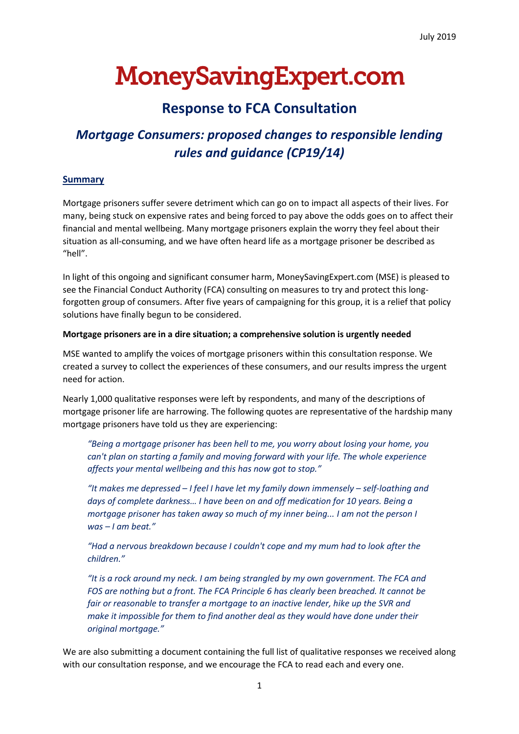July 2019

# MoneySavingExpert.com

## Response to FCA Consultation

## *Mortgage Consumers: proposed changes to responsible lending rules and guidance (CP19/14)*

**Summary**

Mortgage prisoners suffer severe detriment which can go on to impact all aspects of their lives. For many, being stuck on expensive rates and being forced to pay above the odds goes on to affect their financial and mental wellbeing. Many mortgage prisoners explain the worry they feel about their situation as all-consuming, and we have often heard life as a mortgage prisoner be described as "hell".

In light of this ongoing and significant consumer harm, MoneySavingExpert.com (MSE) is pleased to see the Financial Conduct Authority (FCA) consulting on measures to try and protect this long-forgotten group of consumers. After five years of campaigning for this group, it is a relief that policy solutions have finally begun to be considered.

**Mortgage prisoners are in a dire situation; a comprehensive solution is urgently needed**

MSE wanted to amplify the voices of mortgage prisoners within this consultation response. We created a survey to collect the experiences of these consumers, and our results impress the urgent need for action.

Nearly 1,000 qualitative responses were left by respondents, and many of the descriptions of mortgage prisoner life are harrowing. The following quotes are representative of the hardship many mortgage prisoners have told us they are experiencing:

> *"Being a mortgage prisoner has been hell to me, you worry about losing your home, you can't plan on starting a family and moving forward with your life. The whole experience affects your mental wellbeing and this has now got to stop."*
>
> *"It makes me depressed – I feel I have let my family down immensely – self-loathing and days of complete darkness… I have been on and off medication for 10 years. Being a mortgage prisoner has taken away so much of my inner being... I am not the person I was – I am beat."*
>
> *"Had a nervous breakdown because I couldn't cope and my mum had to look after the children."*
>
> *"It is a rock around my neck. I am being strangled by my own government. The FCA and FOS are nothing but a front. The FCA Principle 6 has clearly been breached. It cannot be fair or reasonable to transfer a mortgage to an inactive lender, hike up the SVR and make it impossible for them to find another deal as they would have done under their original mortgage."*

We are also submitting a document containing the full list of qualitative responses we received along with our consultation response, and we encourage the FCA to read each and every one.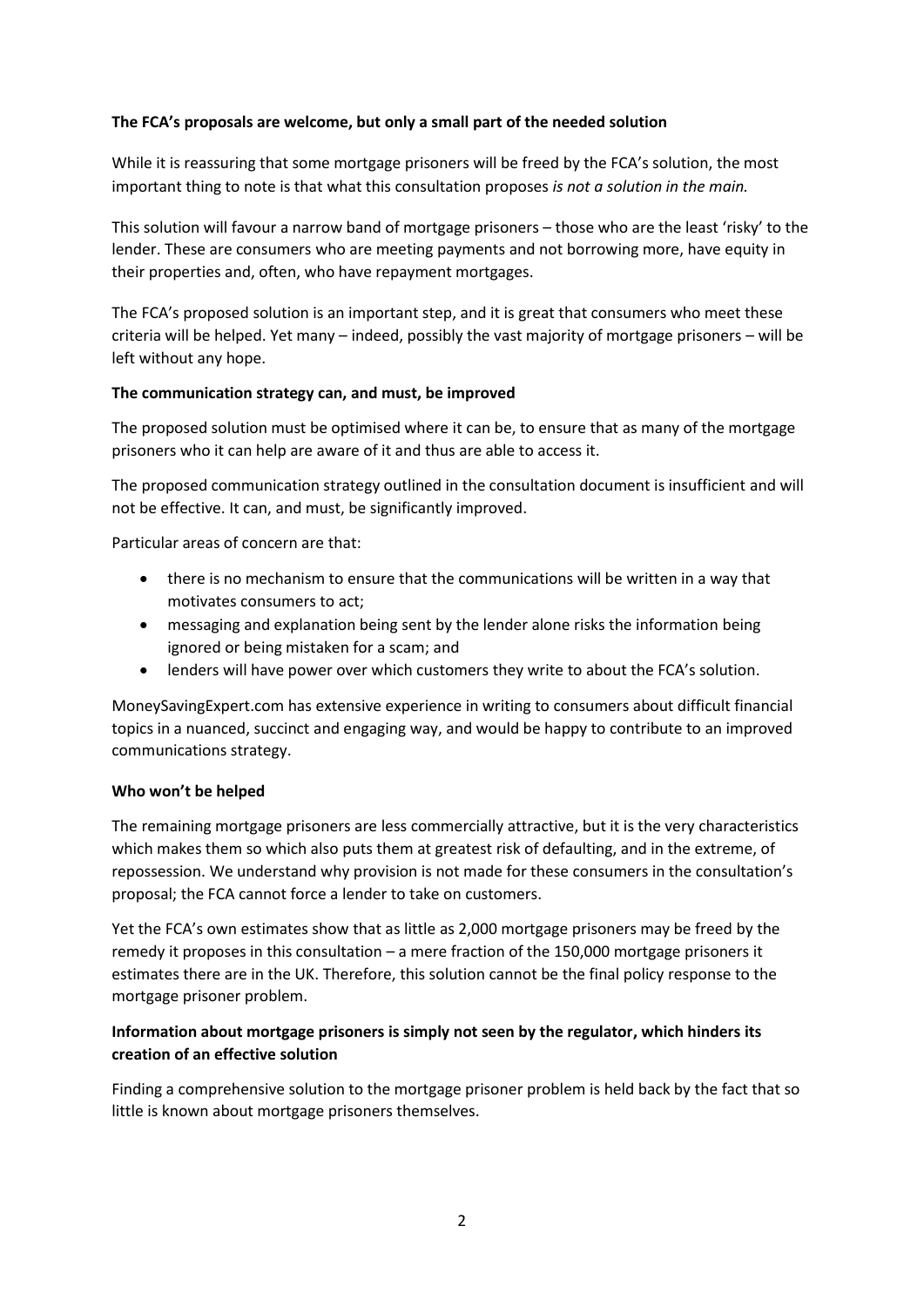**The FCA's proposals are welcome, but only a small part of the needed solution**

While it is reassuring that some mortgage prisoners will be freed by the FCA's solution, the most important thing to note is that what this consultation proposes *is not a solution in the main.*

This solution will favour a narrow band of mortgage prisoners – those who are the least 'risky' to the lender. These are consumers who are meeting payments and not borrowing more, have equity in their properties and, often, who have repayment mortgages.

The FCA's proposed solution is an important step, and it is great that consumers who meet these criteria will be helped. Yet many – indeed, possibly the vast majority of mortgage prisoners – will be left without any hope.

**The communication strategy can, and must, be improved**

The proposed solution must be optimised where it can be, to ensure that as many of the mortgage prisoners who it can help are aware of it and thus are able to access it.

The proposed communication strategy outlined in the consultation document is insufficient and will not be effective. It can, and must, be significantly improved.

Particular areas of concern are that:

- there is no mechanism to ensure that the communications will be written in a way that motivates consumers to act;
- messaging and explanation being sent by the lender alone risks the information being ignored or being mistaken for a scam; and
- lenders will have power over which customers they write to about the FCA's solution.

MoneySavingExpert.com has extensive experience in writing to consumers about difficult financial topics in a nuanced, succinct and engaging way, and would be happy to contribute to an improved communications strategy.

**Who won't be helped**

The remaining mortgage prisoners are less commercially attractive, but it is the very characteristics which makes them so which also puts them at greatest risk of defaulting, and in the extreme, of repossession. We understand why provision is not made for these consumers in the consultation's proposal; the FCA cannot force a lender to take on customers.

Yet the FCA's own estimates show that as little as 2,000 mortgage prisoners may be freed by the remedy it proposes in this consultation – a mere fraction of the 150,000 mortgage prisoners it estimates there are in the UK. Therefore, this solution cannot be the final policy response to the mortgage prisoner problem.

**Information about mortgage prisoners is simply not seen by the regulator, which hinders its creation of an effective solution**

Finding a comprehensive solution to the mortgage prisoner problem is held back by the fact that so little is known about mortgage prisoners themselves.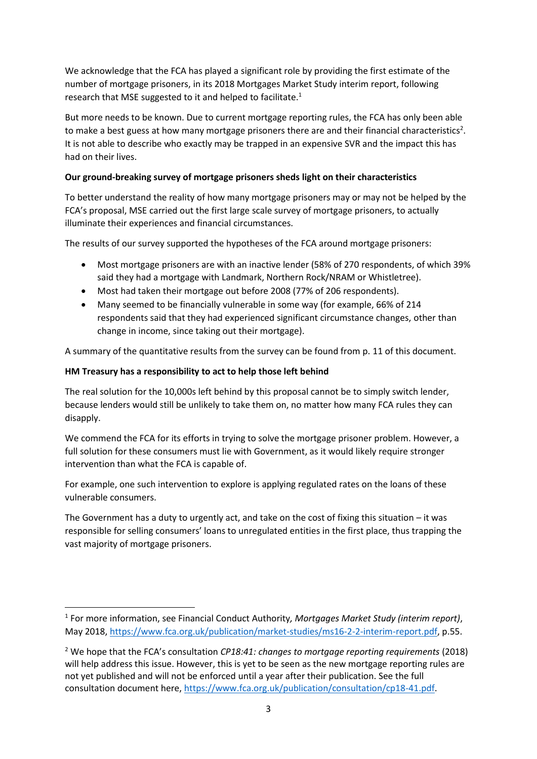We acknowledge that the FCA has played a significant role by providing the first estimate of the number of mortgage prisoners, in its 2018 Mortgages Market Study interim report, following research that MSE suggested to it and helped to facilitate.[1]

But more needs to be known. Due to current mortgage reporting rules, the FCA has only been able to make a best guess at how many mortgage prisoners there are and their financial characteristics[2]. It is not able to describe who exactly may be trapped in an expensive SVR and the impact this has had on their lives.

**Our ground-breaking survey of mortgage prisoners sheds light on their characteristics**

To better understand the reality of how many mortgage prisoners may or may not be helped by the FCA's proposal, MSE carried out the first large scale survey of mortgage prisoners, to actually illuminate their experiences and financial circumstances.

The results of our survey supported the hypotheses of the FCA around mortgage prisoners:

- Most mortgage prisoners are with an inactive lender (58% of 270 respondents, of which 39% said they had a mortgage with Landmark, Northern Rock/NRAM or Whistletree).
- Most had taken their mortgage out before 2008 (77% of 206 respondents).
- Many seemed to be financially vulnerable in some way (for example, 66% of 214 respondents said that they had experienced significant circumstance changes, other than change in income, since taking out their mortgage).

A summary of the quantitative results from the survey can be found from p. 11 of this document.

**HM Treasury has a responsibility to act to help those left behind**

The real solution for the 10,000s left behind by this proposal cannot be to simply switch lender, because lenders would still be unlikely to take them on, no matter how many FCA rules they can disapply.

We commend the FCA for its efforts in trying to solve the mortgage prisoner problem. However, a full solution for these consumers must lie with Government, as it would likely require stronger intervention than what the FCA is capable of.

For example, one such intervention to explore is applying regulated rates on the loans of these vulnerable consumers.

The Government has a duty to urgently act, and take on the cost of fixing this situation – it was responsible for selling consumers' loans to unregulated entities in the first place, thus trapping the vast majority of mortgage prisoners.

---

[1] For more information, see Financial Conduct Authority*, Mortgages Market Study (interim report)*, May 2018, https://www.fca.org.uk/publication/market-studies/ms16-2-2-interim-report.pdf, p.55.

[2] We hope that the FCA's consultation *CP18:41: changes to mortgage reporting requirements* (2018) will help address this issue. However, this is yet to be seen as the new mortgage reporting rules are not yet published and will not be enforced until a year after their publication. See the full consultation document here, https://www.fca.org.uk/publication/consultation/cp18-41.pdf.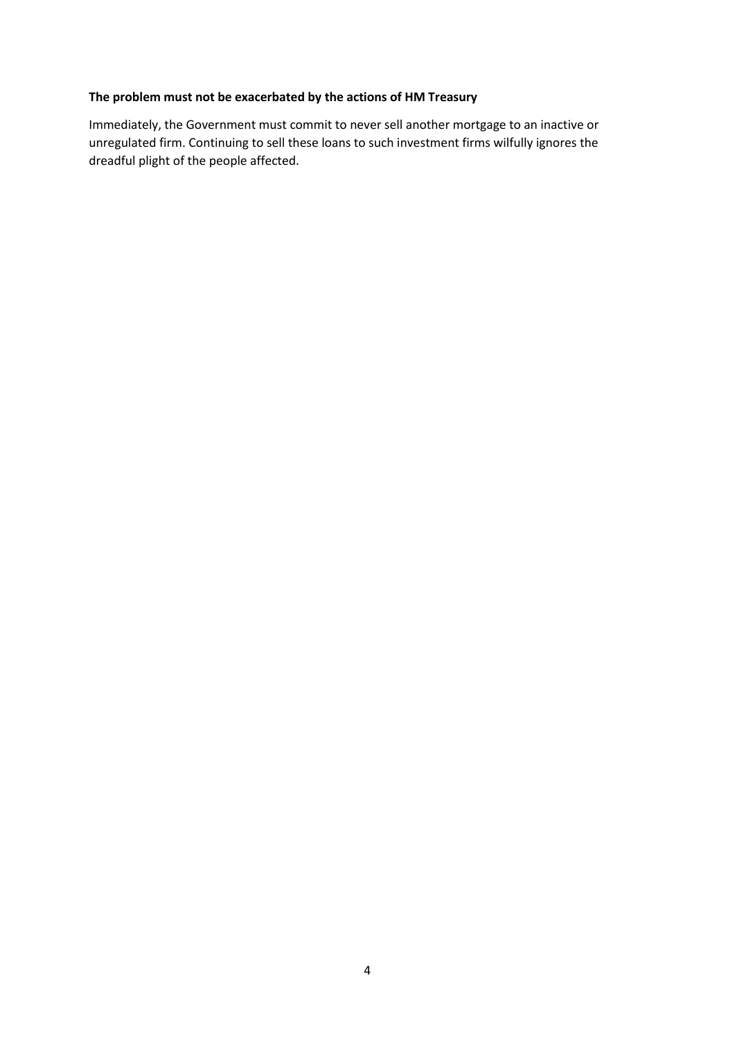**The problem must not be exacerbated by the actions of HM Treasury**

Immediately, the Government must commit to never sell another mortgage to an inactive or unregulated firm. Continuing to sell these loans to such investment firms wilfully ignores the dreadful plight of the people affected.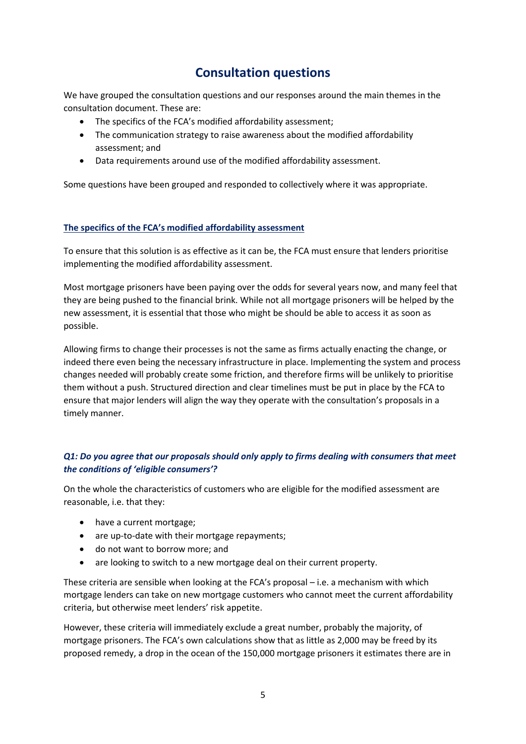# Consultation questions

We have grouped the consultation questions and our responses around the main themes in the consultation document. These are:

- The specifics of the FCA's modified affordability assessment;
- The communication strategy to raise awareness about the modified affordability assessment; and
- Data requirements around use of the modified affordability assessment.

Some questions have been grouped and responded to collectively where it was appropriate.

## The specifics of the FCA's modified affordability assessment

To ensure that this solution is as effective as it can be, the FCA must ensure that lenders prioritise implementing the modified affordability assessment.

Most mortgage prisoners have been paying over the odds for several years now, and many feel that they are being pushed to the financial brink. While not all mortgage prisoners will be helped by the new assessment, it is essential that those who might be should be able to access it as soon as possible.

Allowing firms to change their processes is not the same as firms actually enacting the change, or indeed there even being the necessary infrastructure in place. Implementing the system and process changes needed will probably create some friction, and therefore firms will be unlikely to prioritise them without a push. Structured direction and clear timelines must be put in place by the FCA to ensure that major lenders will align the way they operate with the consultation's proposals in a timely manner.

### *Q1: Do you agree that our proposals should only apply to firms dealing with consumers that meet the conditions of 'eligible consumers'?*

On the whole the characteristics of customers who are eligible for the modified assessment are reasonable, i.e. that they:

- have a current mortgage;
- are up-to-date with their mortgage repayments;
- do not want to borrow more; and
- are looking to switch to a new mortgage deal on their current property.

These criteria are sensible when looking at the FCA's proposal – i.e. a mechanism with which mortgage lenders can take on new mortgage customers who cannot meet the current affordability criteria, but otherwise meet lenders' risk appetite.

However, these criteria will immediately exclude a great number, probably the majority, of mortgage prisoners. The FCA's own calculations show that as little as 2,000 may be freed by its proposed remedy, a drop in the ocean of the 150,000 mortgage prisoners it estimates there are in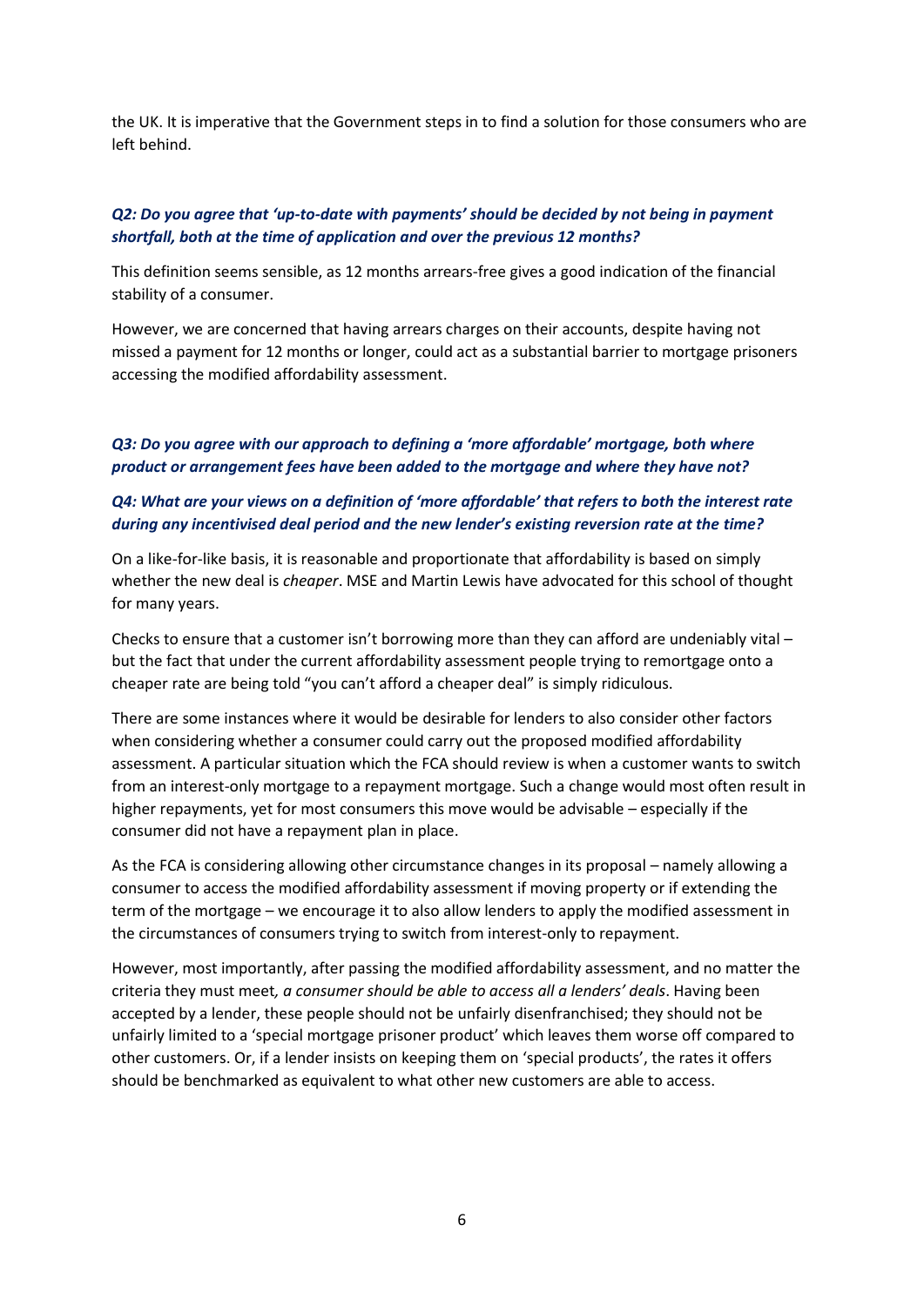the UK. It is imperative that the Government steps in to find a solution for those consumers who are left behind.

***Q2: Do you agree that 'up-to-date with payments' should be decided by not being in payment shortfall, both at the time of application and over the previous 12 months?***

This definition seems sensible, as 12 months arrears-free gives a good indication of the financial stability of a consumer.

However, we are concerned that having arrears charges on their accounts, despite having not missed a payment for 12 months or longer, could act as a substantial barrier to mortgage prisoners accessing the modified affordability assessment.

***Q3: Do you agree with our approach to defining a 'more affordable' mortgage, both where product or arrangement fees have been added to the mortgage and where they have not?***

***Q4: What are your views on a definition of 'more affordable' that refers to both the interest rate during any incentivised deal period and the new lender's existing reversion rate at the time?***

On a like-for-like basis, it is reasonable and proportionate that affordability is based on simply whether the new deal is *cheaper*. MSE and Martin Lewis have advocated for this school of thought for many years.

Checks to ensure that a customer isn't borrowing more than they can afford are undeniably vital – but the fact that under the current affordability assessment people trying to remortgage onto a cheaper rate are being told "you can't afford a cheaper deal" is simply ridiculous.

There are some instances where it would be desirable for lenders to also consider other factors when considering whether a consumer could carry out the proposed modified affordability assessment. A particular situation which the FCA should review is when a customer wants to switch from an interest-only mortgage to a repayment mortgage. Such a change would most often result in higher repayments, yet for most consumers this move would be advisable – especially if the consumer did not have a repayment plan in place.

As the FCA is considering allowing other circumstance changes in its proposal – namely allowing a consumer to access the modified affordability assessment if moving property or if extending the term of the mortgage – we encourage it to also allow lenders to apply the modified assessment in the circumstances of consumers trying to switch from interest-only to repayment.

However, most importantly, after passing the modified affordability assessment, and no matter the criteria they must meet*, a consumer should be able to access all a lenders' deals*. Having been accepted by a lender, these people should not be unfairly disenfranchised; they should not be unfairly limited to a 'special mortgage prisoner product' which leaves them worse off compared to other customers. Or, if a lender insists on keeping them on 'special products', the rates it offers should be benchmarked as equivalent to what other new customers are able to access.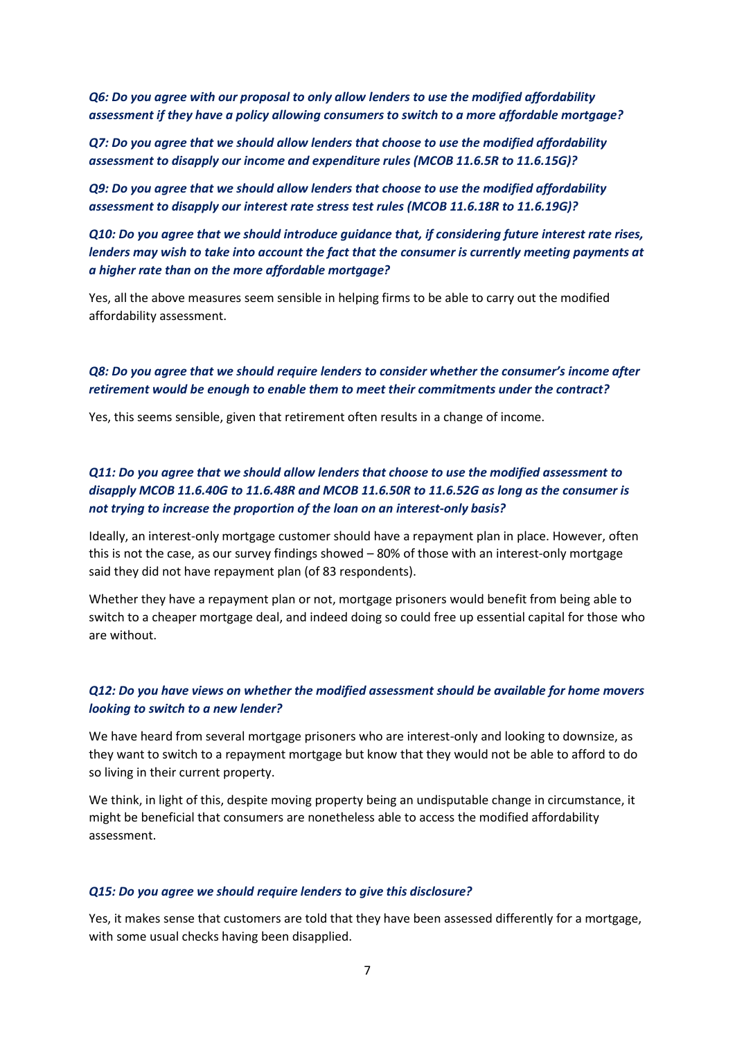***Q6: Do you agree with our proposal to only allow lenders to use the modified affordability assessment if they have a policy allowing consumers to switch to a more affordable mortgage?***

***Q7: Do you agree that we should allow lenders that choose to use the modified affordability assessment to disapply our income and expenditure rules (MCOB 11.6.5R to 11.6.15G)?***

***Q9: Do you agree that we should allow lenders that choose to use the modified affordability assessment to disapply our interest rate stress test rules (MCOB 11.6.18R to 11.6.19G)?***

***Q10: Do you agree that we should introduce guidance that, if considering future interest rate rises, lenders may wish to take into account the fact that the consumer is currently meeting payments at a higher rate than on the more affordable mortgage?***

Yes, all the above measures seem sensible in helping firms to be able to carry out the modified affordability assessment.

***Q8: Do you agree that we should require lenders to consider whether the consumer's income after retirement would be enough to enable them to meet their commitments under the contract?***

Yes, this seems sensible, given that retirement often results in a change of income.

***Q11: Do you agree that we should allow lenders that choose to use the modified assessment to disapply MCOB 11.6.40G to 11.6.48R and MCOB 11.6.50R to 11.6.52G as long as the consumer is not trying to increase the proportion of the loan on an interest-only basis?***

Ideally, an interest-only mortgage customer should have a repayment plan in place. However, often this is not the case, as our survey findings showed – 80% of those with an interest-only mortgage said they did not have repayment plan (of 83 respondents).

Whether they have a repayment plan or not, mortgage prisoners would benefit from being able to switch to a cheaper mortgage deal, and indeed doing so could free up essential capital for those who are without.

***Q12: Do you have views on whether the modified assessment should be available for home movers looking to switch to a new lender?***

We have heard from several mortgage prisoners who are interest-only and looking to downsize, as they want to switch to a repayment mortgage but know that they would not be able to afford to do so living in their current property.

We think, in light of this, despite moving property being an undisputable change in circumstance, it might be beneficial that consumers are nonetheless able to access the modified affordability assessment.

***Q15: Do you agree we should require lenders to give this disclosure?***

Yes, it makes sense that customers are told that they have been assessed differently for a mortgage, with some usual checks having been disapplied.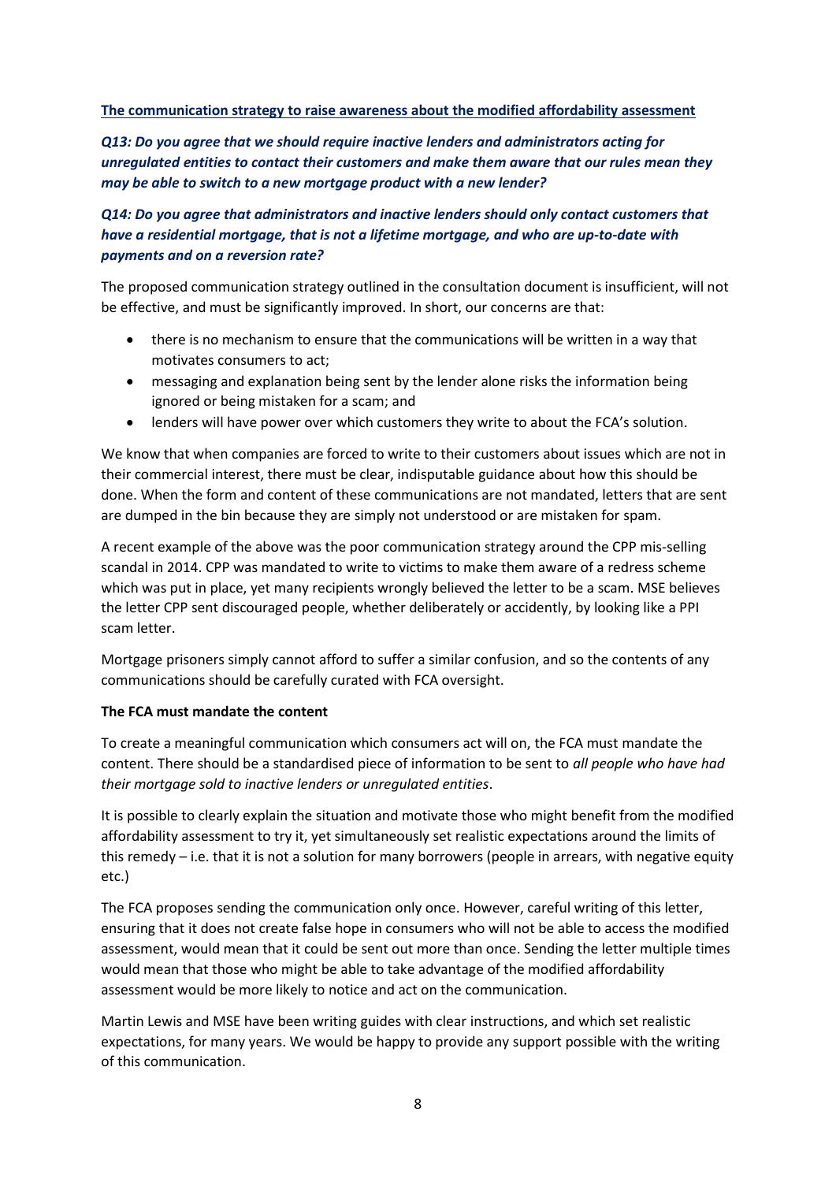**The communication strategy to raise awareness about the modified affordability assessment**

***Q13: Do you agree that we should require inactive lenders and administrators acting for unregulated entities to contact their customers and make them aware that our rules mean they may be able to switch to a new mortgage product with a new lender?***

***Q14: Do you agree that administrators and inactive lenders should only contact customers that have a residential mortgage, that is not a lifetime mortgage, and who are up-to-date with payments and on a reversion rate?***

The proposed communication strategy outlined in the consultation document is insufficient, will not be effective, and must be significantly improved. In short, our concerns are that:

- there is no mechanism to ensure that the communications will be written in a way that motivates consumers to act;
- messaging and explanation being sent by the lender alone risks the information being ignored or being mistaken for a scam; and
- lenders will have power over which customers they write to about the FCA's solution.

We know that when companies are forced to write to their customers about issues which are not in their commercial interest, there must be clear, indisputable guidance about how this should be done. When the form and content of these communications are not mandated, letters that are sent are dumped in the bin because they are simply not understood or are mistaken for spam.

A recent example of the above was the poor communication strategy around the CPP mis-selling scandal in 2014. CPP was mandated to write to victims to make them aware of a redress scheme which was put in place, yet many recipients wrongly believed the letter to be a scam. MSE believes the letter CPP sent discouraged people, whether deliberately or accidently, by looking like a PPI scam letter.

Mortgage prisoners simply cannot afford to suffer a similar confusion, and so the contents of any communications should be carefully curated with FCA oversight.

**The FCA must mandate the content**

To create a meaningful communication which consumers act will on, the FCA must mandate the content. There should be a standardised piece of information to be sent to *all people who have had their mortgage sold to inactive lenders or unregulated entities*.

It is possible to clearly explain the situation and motivate those who might benefit from the modified affordability assessment to try it, yet simultaneously set realistic expectations around the limits of this remedy – i.e. that it is not a solution for many borrowers (people in arrears, with negative equity etc.)

The FCA proposes sending the communication only once. However, careful writing of this letter, ensuring that it does not create false hope in consumers who will not be able to access the modified assessment, would mean that it could be sent out more than once. Sending the letter multiple times would mean that those who might be able to take advantage of the modified affordability assessment would be more likely to notice and act on the communication.

Martin Lewis and MSE have been writing guides with clear instructions, and which set realistic expectations, for many years. We would be happy to provide any support possible with the writing of this communication.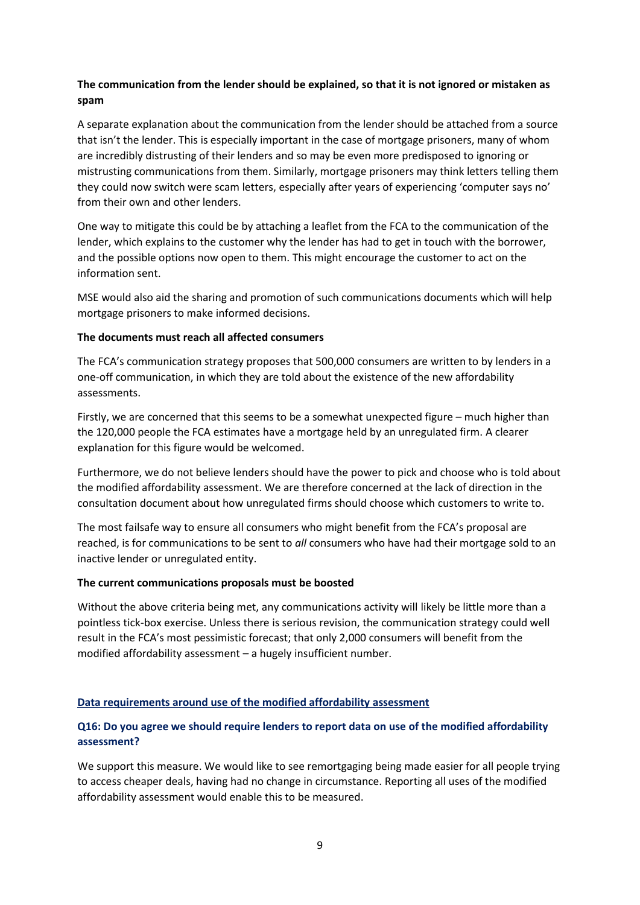**The communication from the lender should be explained, so that it is not ignored or mistaken as spam**

A separate explanation about the communication from the lender should be attached from a source that isn't the lender. This is especially important in the case of mortgage prisoners, many of whom are incredibly distrusting of their lenders and so may be even more predisposed to ignoring or mistrusting communications from them. Similarly, mortgage prisoners may think letters telling them they could now switch were scam letters, especially after years of experiencing 'computer says no' from their own and other lenders.

One way to mitigate this could be by attaching a leaflet from the FCA to the communication of the lender, which explains to the customer why the lender has had to get in touch with the borrower, and the possible options now open to them. This might encourage the customer to act on the information sent.

MSE would also aid the sharing and promotion of such communications documents which will help mortgage prisoners to make informed decisions.

**The documents must reach all affected consumers**

The FCA's communication strategy proposes that 500,000 consumers are written to by lenders in a one-off communication, in which they are told about the existence of the new affordability assessments.

Firstly, we are concerned that this seems to be a somewhat unexpected figure – much higher than the 120,000 people the FCA estimates have a mortgage held by an unregulated firm. A clearer explanation for this figure would be welcomed.

Furthermore, we do not believe lenders should have the power to pick and choose who is told about the modified affordability assessment. We are therefore concerned at the lack of direction in the consultation document about how unregulated firms should choose which customers to write to.

The most failsafe way to ensure all consumers who might benefit from the FCA's proposal are reached, is for communications to be sent to *all* consumers who have had their mortgage sold to an inactive lender or unregulated entity.

**The current communications proposals must be boosted**

Without the above criteria being met, any communications activity will likely be little more than a pointless tick-box exercise. Unless there is serious revision, the communication strategy could well result in the FCA's most pessimistic forecast; that only 2,000 consumers will benefit from the modified affordability assessment – a hugely insufficient number.

## Data requirements around use of the modified affordability assessment

### Q16: Do you agree we should require lenders to report data on use of the modified affordability assessment?

We support this measure. We would like to see remortgaging being made easier for all people trying to access cheaper deals, having had no change in circumstance. Reporting all uses of the modified affordability assessment would enable this to be measured.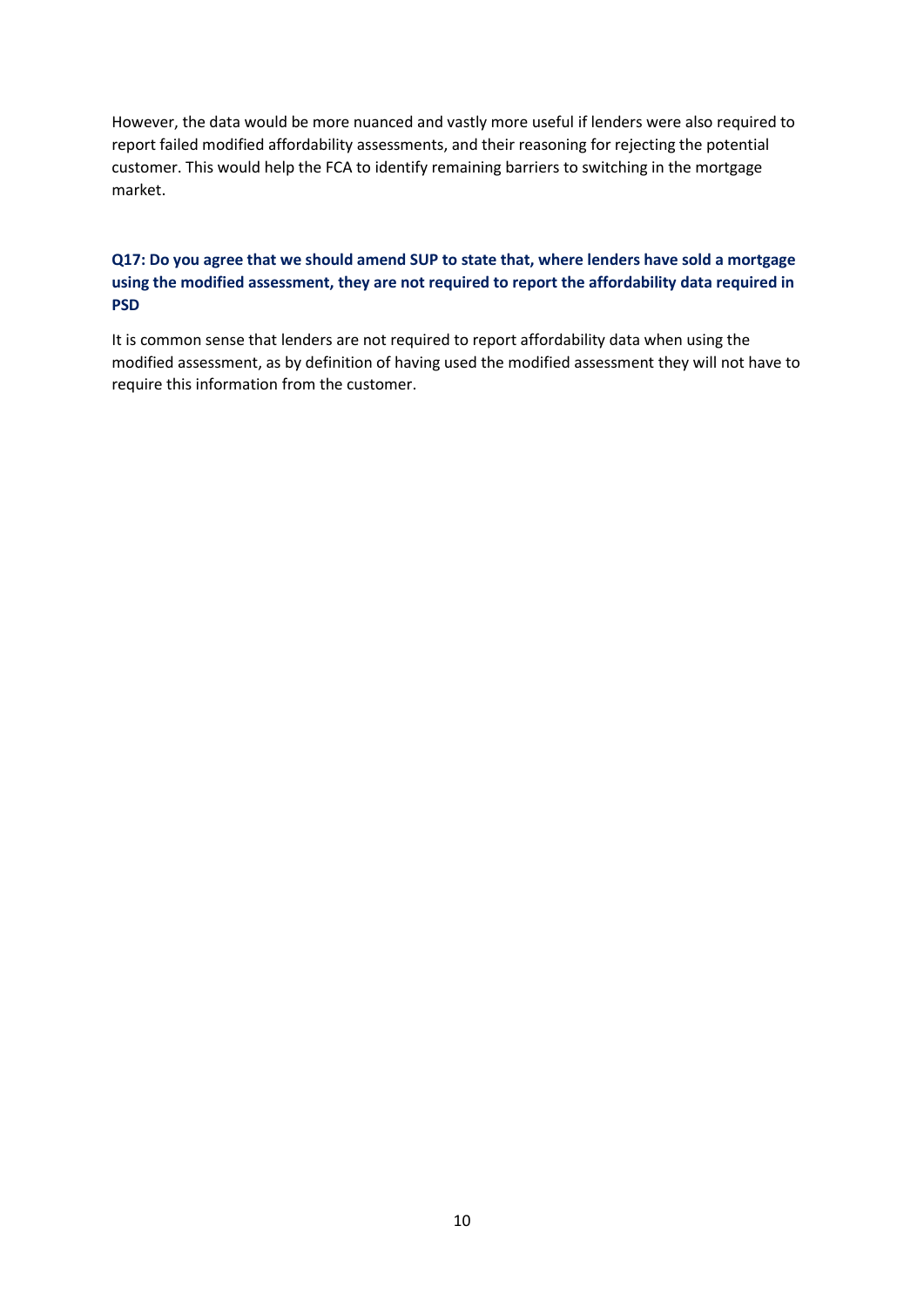However, the data would be more nuanced and vastly more useful if lenders were also required to report failed modified affordability assessments, and their reasoning for rejecting the potential customer. This would help the FCA to identify remaining barriers to switching in the mortgage market.

### Q17: Do you agree that we should amend SUP to state that, where lenders have sold a mortgage using the modified assessment, they are not required to report the affordability data required in PSD

It is common sense that lenders are not required to report affordability data when using the modified assessment, as by definition of having used the modified assessment they will not have to require this information from the customer.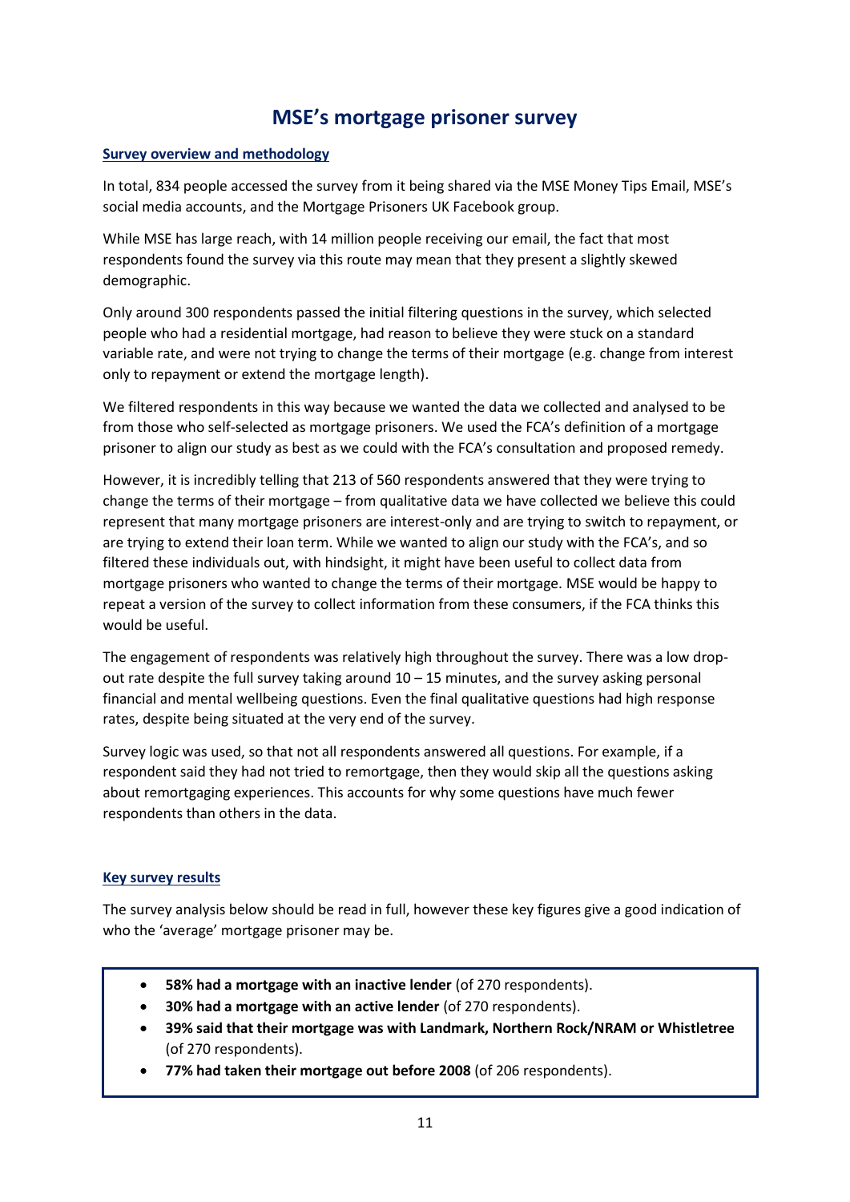# MSE's mortgage prisoner survey

## Survey overview and methodology

In total, 834 people accessed the survey from it being shared via the MSE Money Tips Email, MSE's social media accounts, and the Mortgage Prisoners UK Facebook group.

While MSE has large reach, with 14 million people receiving our email, the fact that most respondents found the survey via this route may mean that they present a slightly skewed demographic.

Only around 300 respondents passed the initial filtering questions in the survey, which selected people who had a residential mortgage, had reason to believe they were stuck on a standard variable rate, and were not trying to change the terms of their mortgage (e.g. change from interest only to repayment or extend the mortgage length).

We filtered respondents in this way because we wanted the data we collected and analysed to be from those who self-selected as mortgage prisoners. We used the FCA's definition of a mortgage prisoner to align our study as best as we could with the FCA's consultation and proposed remedy.

However, it is incredibly telling that 213 of 560 respondents answered that they were trying to change the terms of their mortgage – from qualitative data we have collected we believe this could represent that many mortgage prisoners are interest-only and are trying to switch to repayment, or are trying to extend their loan term. While we wanted to align our study with the FCA's, and so filtered these individuals out, with hindsight, it might have been useful to collect data from mortgage prisoners who wanted to change the terms of their mortgage. MSE would be happy to repeat a version of the survey to collect information from these consumers, if the FCA thinks this would be useful.

The engagement of respondents was relatively high throughout the survey. There was a low drop-out rate despite the full survey taking around 10 – 15 minutes, and the survey asking personal financial and mental wellbeing questions. Even the final qualitative questions had high response rates, despite being situated at the very end of the survey.

Survey logic was used, so that not all respondents answered all questions. For example, if a respondent said they had not tried to remortgage, then they would skip all the questions asking about remortgaging experiences. This accounts for why some questions have much fewer respondents than others in the data.

## Key survey results

The survey analysis below should be read in full, however these key figures give a good indication of who the 'average' mortgage prisoner may be.

- **58% had a mortgage with an inactive lender** (of 270 respondents).
- **30% had a mortgage with an active lender** (of 270 respondents).
- **39% said that their mortgage was with Landmark, Northern Rock/NRAM or Whistletree** (of 270 respondents).
- **77% had taken their mortgage out before 2008** (of 206 respondents).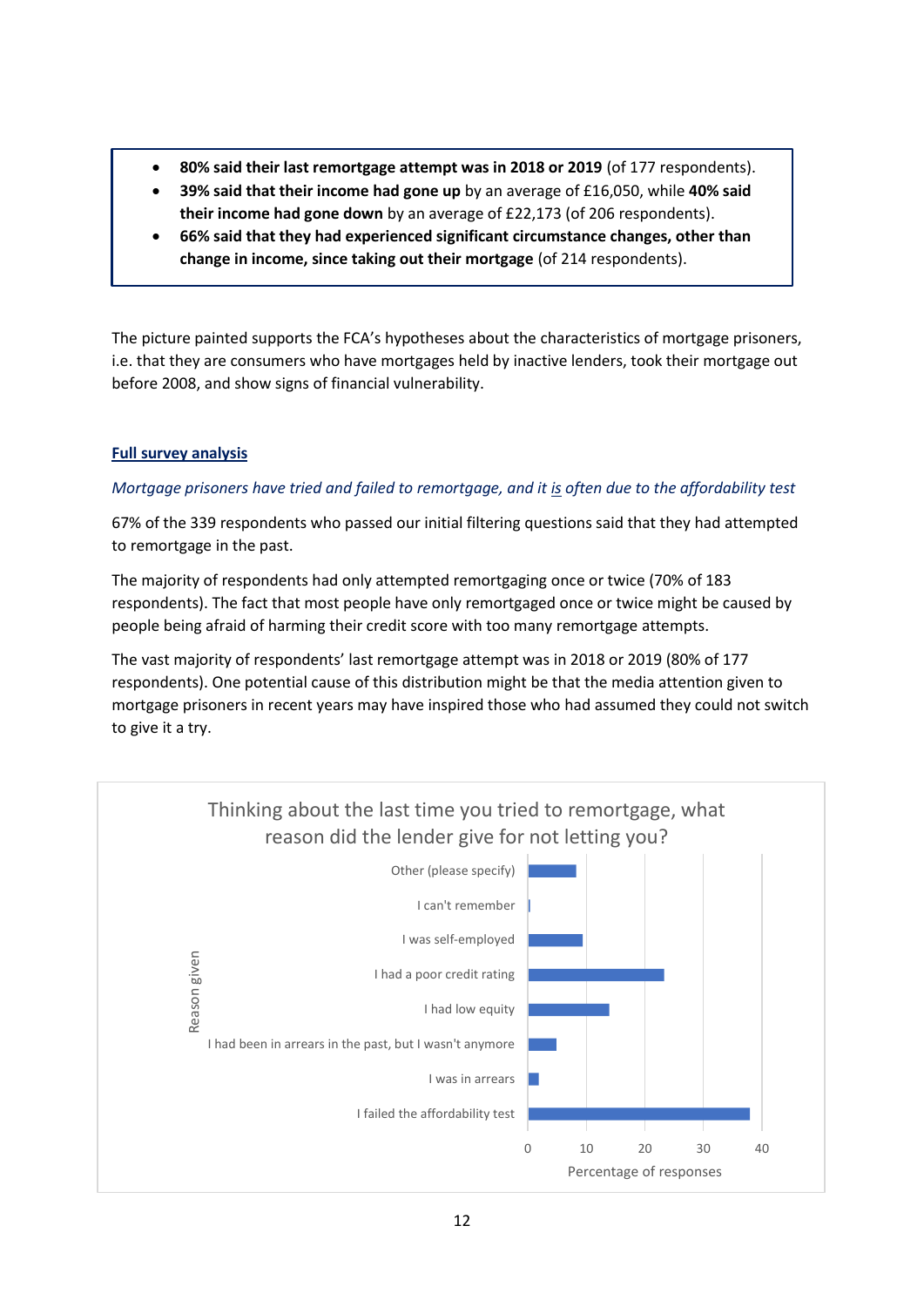- **80% said their last remortgage attempt was in 2018 or 2019** (of 177 respondents).
- **39% said that their income had gone up** by an average of £16,050, while **40% said their income had gone down** by an average of £22,173 (of 206 respondents).
- **66% said that they had experienced significant circumstance changes, other than change in income, since taking out their mortgage** (of 214 respondents).

The picture painted supports the FCA's hypotheses about the characteristics of mortgage prisoners, i.e. that they are consumers who have mortgages held by inactive lenders, took their mortgage out before 2008, and show signs of financial vulnerability.

## Full survey analysis

*Mortgage prisoners have tried and failed to remortgage, and it is often due to the affordability test*

67% of the 339 respondents who passed our initial filtering questions said that they had attempted to remortgage in the past.

The majority of respondents had only attempted remortgaging once or twice (70% of 183 respondents). The fact that most people have only remortgaged once or twice might be caused by people being afraid of harming their credit score with too many remortgage attempts.

The vast majority of respondents' last remortgage attempt was in 2018 or 2019 (80% of 177 respondents). One potential cause of this distribution might be that the media attention given to mortgage prisoners in recent years may have inspired those who had assumed they could not switch to give it a try.

**Thinking about the last time you tried to remortgage, what reason did the lender give for not letting you?**

| Reason given | Percentage of responses (approx.) |
| --- | --- |
| Other (please specify) | 8 |
| I can't remember | 0 |
| I was self-employed | 9 |
| I had a poor credit rating | 23 |
| I had low equity | 14 |
| I had been in arrears in the past, but I wasn't anymore | 5 |
| I was in arrears | 2 |
| I failed the affordability test | 38 |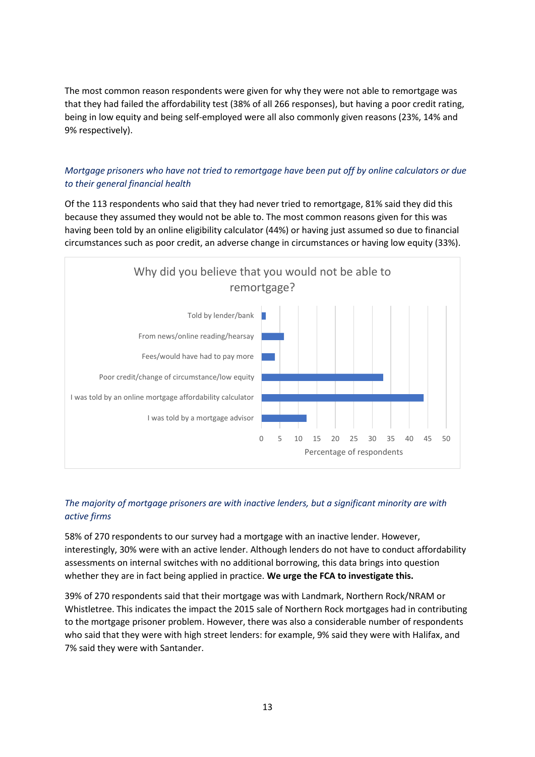The most common reason respondents were given for why they were not able to remortgage was that they had failed the affordability test (38% of all 266 responses), but having a poor credit rating, being in low equity and being self-employed were all also commonly given reasons (23%, 14% and 9% respectively).

*Mortgage prisoners who have not tried to remortgage have been put off by online calculators or due to their general financial health*

Of the 113 respondents who said that they had never tried to remortgage, 81% said they did this because they assumed they would not be able to. The most common reasons given for this was having been told by an online eligibility calculator (44%) or having just assumed so due to financial circumstances such as poor credit, an adverse change in circumstances or having low equity (33%).

**Why did you believe that you would not be able to remortgage?**

| Reason | Percentage of respondents (approx.) |
|---|---|
| Told by lender/bank | 1 |
| From news/online reading/hearsay | 6 |
| Fees/would have had to pay more | 3.5 |
| Poor credit/change of circumstance/low equity | 33 |
| I was told by an online mortgage affordability calculator | 44 |
| I was told by a mortgage advisor | 12 |

*The majority of mortgage prisoners are with inactive lenders, but a significant minority are with active firms*

58% of 270 respondents to our survey had a mortgage with an inactive lender. However, interestingly, 30% were with an active lender. Although lenders do not have to conduct affordability assessments on internal switches with no additional borrowing, this data brings into question whether they are in fact being applied in practice. **We urge the FCA to investigate this.**

39% of 270 respondents said that their mortgage was with Landmark, Northern Rock/NRAM or Whistletree. This indicates the impact the 2015 sale of Northern Rock mortgages had in contributing to the mortgage prisoner problem. However, there was also a considerable number of respondents who said that they were with high street lenders: for example, 9% said they were with Halifax, and 7% said they were with Santander.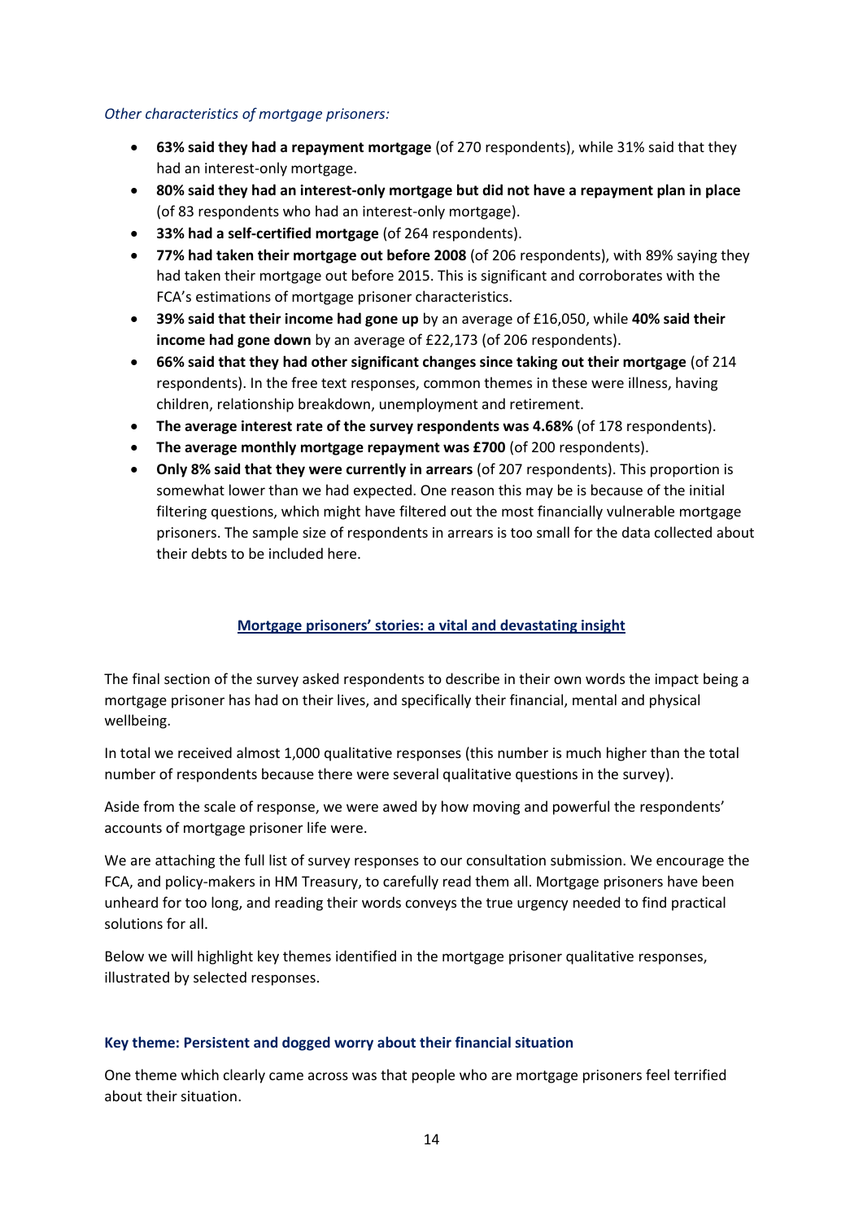*Other characteristics of mortgage prisoners:*

- **63% said they had a repayment mortgage** (of 270 respondents), while 31% said that they had an interest-only mortgage.
- **80% said they had an interest-only mortgage but did not have a repayment plan in place** (of 83 respondents who had an interest-only mortgage).
- **33% had a self-certified mortgage** (of 264 respondents).
- **77% had taken their mortgage out before 2008** (of 206 respondents), with 89% saying they had taken their mortgage out before 2015. This is significant and corroborates with the FCA's estimations of mortgage prisoner characteristics.
- **39% said that their income had gone up** by an average of £16,050, while **40% said their income had gone down** by an average of £22,173 (of 206 respondents).
- **66% said that they had other significant changes since taking out their mortgage** (of 214 respondents). In the free text responses, common themes in these were illness, having children, relationship breakdown, unemployment and retirement.
- **The average interest rate of the survey respondents was 4.68%** (of 178 respondents).
- **The average monthly mortgage repayment was £700** (of 200 respondents).
- **Only 8% said that they were currently in arrears** (of 207 respondents). This proportion is somewhat lower than we had expected. One reason this may be is because of the initial filtering questions, which might have filtered out the most financially vulnerable mortgage prisoners. The sample size of respondents in arrears is too small for the data collected about their debts to be included here.

## Mortgage prisoners' stories: a vital and devastating insight

The final section of the survey asked respondents to describe in their own words the impact being a mortgage prisoner has had on their lives, and specifically their financial, mental and physical wellbeing.

In total we received almost 1,000 qualitative responses (this number is much higher than the total number of respondents because there were several qualitative questions in the survey).

Aside from the scale of response, we were awed by how moving and powerful the respondents' accounts of mortgage prisoner life were.

We are attaching the full list of survey responses to our consultation submission. We encourage the FCA, and policy-makers in HM Treasury, to carefully read them all. Mortgage prisoners have been unheard for too long, and reading their words conveys the true urgency needed to find practical solutions for all.

Below we will highlight key themes identified in the mortgage prisoner qualitative responses, illustrated by selected responses.

### Key theme: Persistent and dogged worry about their financial situation

One theme which clearly came across was that people who are mortgage prisoners feel terrified about their situation.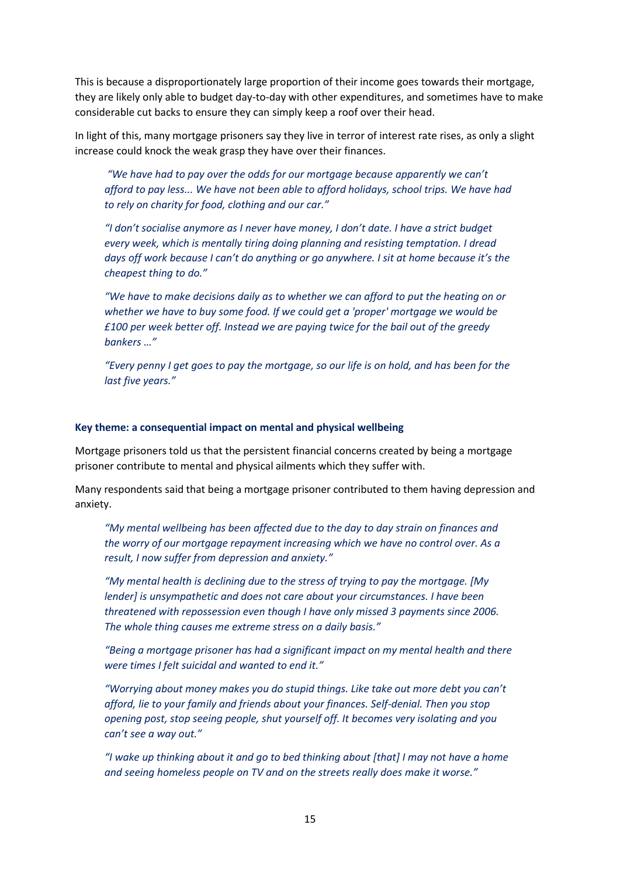This is because a disproportionately large proportion of their income goes towards their mortgage, they are likely only able to budget day-to-day with other expenditures, and sometimes have to make considerable cut backs to ensure they can simply keep a roof over their head.

In light of this, many mortgage prisoners say they live in terror of interest rate rises, as only a slight increase could knock the weak grasp they have over their finances.

> *"We have had to pay over the odds for our mortgage because apparently we can't afford to pay less... We have not been able to afford holidays, school trips. We have had to rely on charity for food, clothing and our car."*

> *"I don't socialise anymore as I never have money, I don't date. I have a strict budget every week, which is mentally tiring doing planning and resisting temptation. I dread days off work because I can't do anything or go anywhere. I sit at home because it's the cheapest thing to do."*

> *"We have to make decisions daily as to whether we can afford to put the heating on or whether we have to buy some food. If we could get a 'proper' mortgage we would be £100 per week better off. Instead we are paying twice for the bail out of the greedy bankers …"*

> *"Every penny I get goes to pay the mortgage, so our life is on hold, and has been for the last five years."*

**Key theme: a consequential impact on mental and physical wellbeing**

Mortgage prisoners told us that the persistent financial concerns created by being a mortgage prisoner contribute to mental and physical ailments which they suffer with.

Many respondents said that being a mortgage prisoner contributed to them having depression and anxiety.

> *"My mental wellbeing has been affected due to the day to day strain on finances and the worry of our mortgage repayment increasing which we have no control over. As a result, I now suffer from depression and anxiety."*

> *"My mental health is declining due to the stress of trying to pay the mortgage. [My lender] is unsympathetic and does not care about your circumstances. I have been threatened with repossession even though I have only missed 3 payments since 2006. The whole thing causes me extreme stress on a daily basis."*

> *"Being a mortgage prisoner has had a significant impact on my mental health and there were times I felt suicidal and wanted to end it."*

> *"Worrying about money makes you do stupid things. Like take out more debt you can't afford, lie to your family and friends about your finances. Self-denial. Then you stop opening post, stop seeing people, shut yourself off. It becomes very isolating and you can't see a way out."*

> *"I wake up thinking about it and go to bed thinking about [that] I may not have a home and seeing homeless people on TV and on the streets really does make it worse."*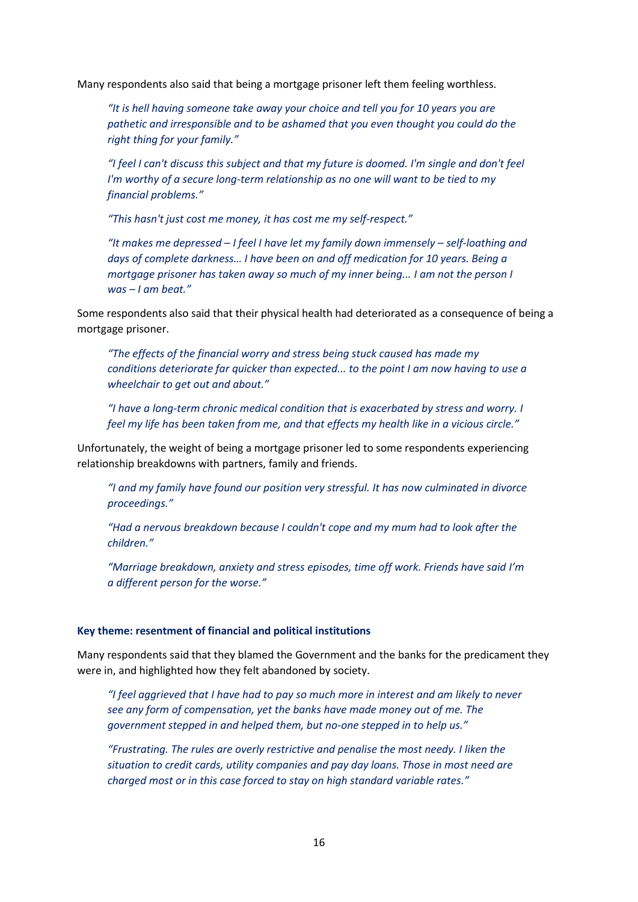Many respondents also said that being a mortgage prisoner left them feeling worthless.

> *"It is hell having someone take away your choice and tell you for 10 years you are pathetic and irresponsible and to be ashamed that you even thought you could do the right thing for your family."*

> *"I feel I can't discuss this subject and that my future is doomed. I'm single and don't feel I'm worthy of a secure long-term relationship as no one will want to be tied to my financial problems."*

> *"This hasn't just cost me money, it has cost me my self-respect."*

> *"It makes me depressed – I feel I have let my family down immensely – self-loathing and days of complete darkness… I have been on and off medication for 10 years. Being a mortgage prisoner has taken away so much of my inner being... I am not the person I was – I am beat."*

Some respondents also said that their physical health had deteriorated as a consequence of being a mortgage prisoner.

> *"The effects of the financial worry and stress being stuck caused has made my conditions deteriorate far quicker than expected... to the point I am now having to use a wheelchair to get out and about."*

> *"I have a long-term chronic medical condition that is exacerbated by stress and worry. I feel my life has been taken from me, and that effects my health like in a vicious circle."*

Unfortunately, the weight of being a mortgage prisoner led to some respondents experiencing relationship breakdowns with partners, family and friends.

> *"I and my family have found our position very stressful. It has now culminated in divorce proceedings."*

> *"Had a nervous breakdown because I couldn't cope and my mum had to look after the children."*

> *"Marriage breakdown, anxiety and stress episodes, time off work. Friends have said I'm a different person for the worse."*

### Key theme: resentment of financial and political institutions

Many respondents said that they blamed the Government and the banks for the predicament they were in, and highlighted how they felt abandoned by society.

> *"I feel aggrieved that I have had to pay so much more in interest and am likely to never see any form of compensation, yet the banks have made money out of me. The government stepped in and helped them, but no-one stepped in to help us."*

> *"Frustrating. The rules are overly restrictive and penalise the most needy. I liken the situation to credit cards, utility companies and pay day loans. Those in most need are charged most or in this case forced to stay on high standard variable rates."*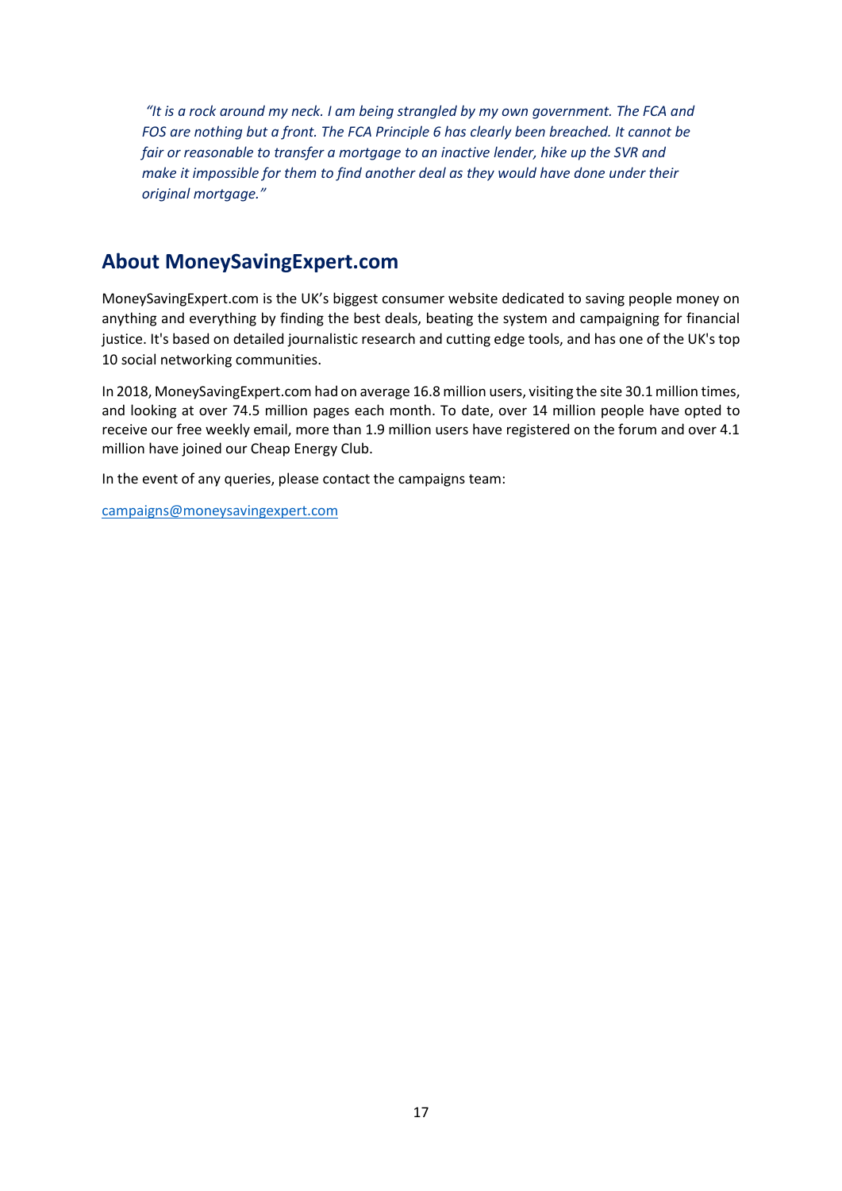> *"It is a rock around my neck. I am being strangled by my own government. The FCA and FOS are nothing but a front. The FCA Principle 6 has clearly been breached. It cannot be fair or reasonable to transfer a mortgage to an inactive lender, hike up the SVR and make it impossible for them to find another deal as they would have done under their original mortgage."*

## About MoneySavingExpert.com

MoneySavingExpert.com is the UK's biggest consumer website dedicated to saving people money on anything and everything by finding the best deals, beating the system and campaigning for financial justice. It's based on detailed journalistic research and cutting edge tools, and has one of the UK's top 10 social networking communities.

In 2018, MoneySavingExpert.com had on average 16.8 million users, visiting the site 30.1 million times, and looking at over 74.5 million pages each month. To date, over 14 million people have opted to receive our free weekly email, more than 1.9 million users have registered on the forum and over 4.1 million have joined our Cheap Energy Club.

In the event of any queries, please contact the campaigns team:

[campaigns@moneysavingexpert.com](mailto:campaigns@moneysavingexpert.com)